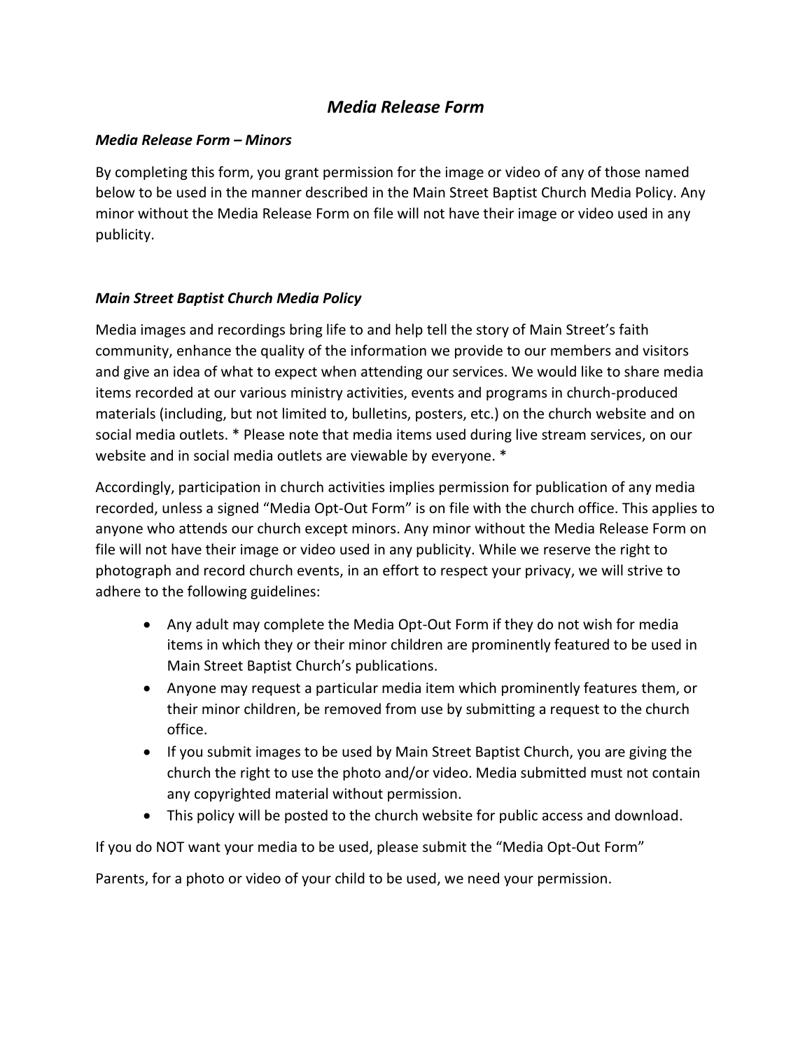# *Media Release Form*

### *Media Release Form – Minors*

By completing this form, you grant permission for the image or video of any of those named below to be used in the manner described in the Main Street Baptist Church Media Policy. Any minor without the Media Release Form on file will not have their image or video used in any publicity.

### *Main Street Baptist Church Media Policy*

Media images and recordings bring life to and help tell the story of Main Street's faith community, enhance the quality of the information we provide to our members and visitors and give an idea of what to expect when attending our services. We would like to share media items recorded at our various ministry activities, events and programs in church-produced materials (including, but not limited to, bulletins, posters, etc.) on the church website and on social media outlets. * Please note that media items used during live stream services, on our website and in social media outlets are viewable by everyone. *

Accordingly, participation in church activities implies permission for publication of any media recorded, unless a signed "Media Opt-Out Form" is on file with the church office. This applies to anyone who attends our church except minors. Any minor without the Media Release Form on file will not have their image or video used in any publicity. While we reserve the right to photograph and record church events, in an effort to respect your privacy, we will strive to adhere to the following guidelines:

- Any adult may complete the Media Opt-Out Form if they do not wish for media items in which they or their minor children are prominently featured to be used in Main Street Baptist Church's publications.
- Anyone may request a particular media item which prominently features them, or their minor children, be removed from use by submitting a request to the church office.
- If you submit images to be used by Main Street Baptist Church, you are giving the church the right to use the photo and/or video. Media submitted must not contain any copyrighted material without permission.
- This policy will be posted to the church website for public access and download.

If you do NOT want your media to be used, please submit the "Media Opt-Out Form"

Parents, for a photo or video of your child to be used, we need your permission.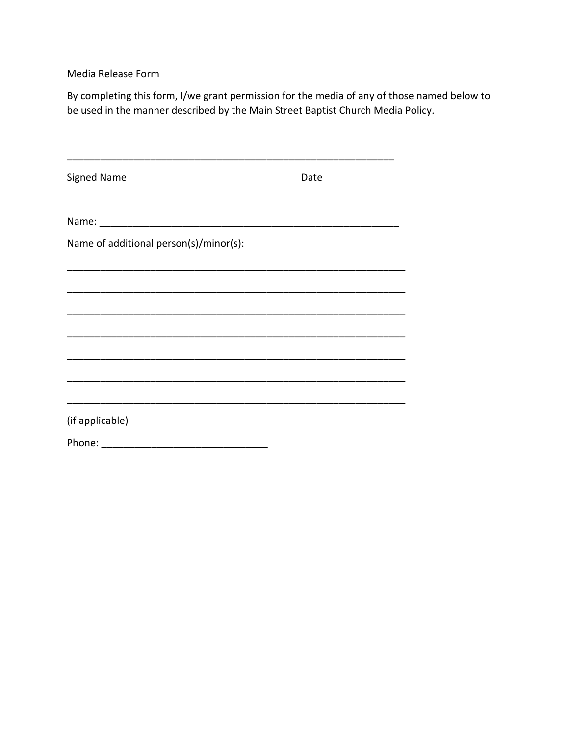Media Release Form

By completing this form, I/we grant permission for the media of any of those named below to be used in the manner described by the Main Street Baptist Church Media Policy.

_______________________________________________________________

Signed Name                                             Date

Name: _________________________________________________________

Name of additional person(s)/minor(s):

_________________________________________________________________

_________________________________________________________________

_________________________________________________________________

_________________________________________________________________

_________________________________________________________________

_________________________________________________________________

_________________________________________________________________

(if applicable)

Phone: ______________________________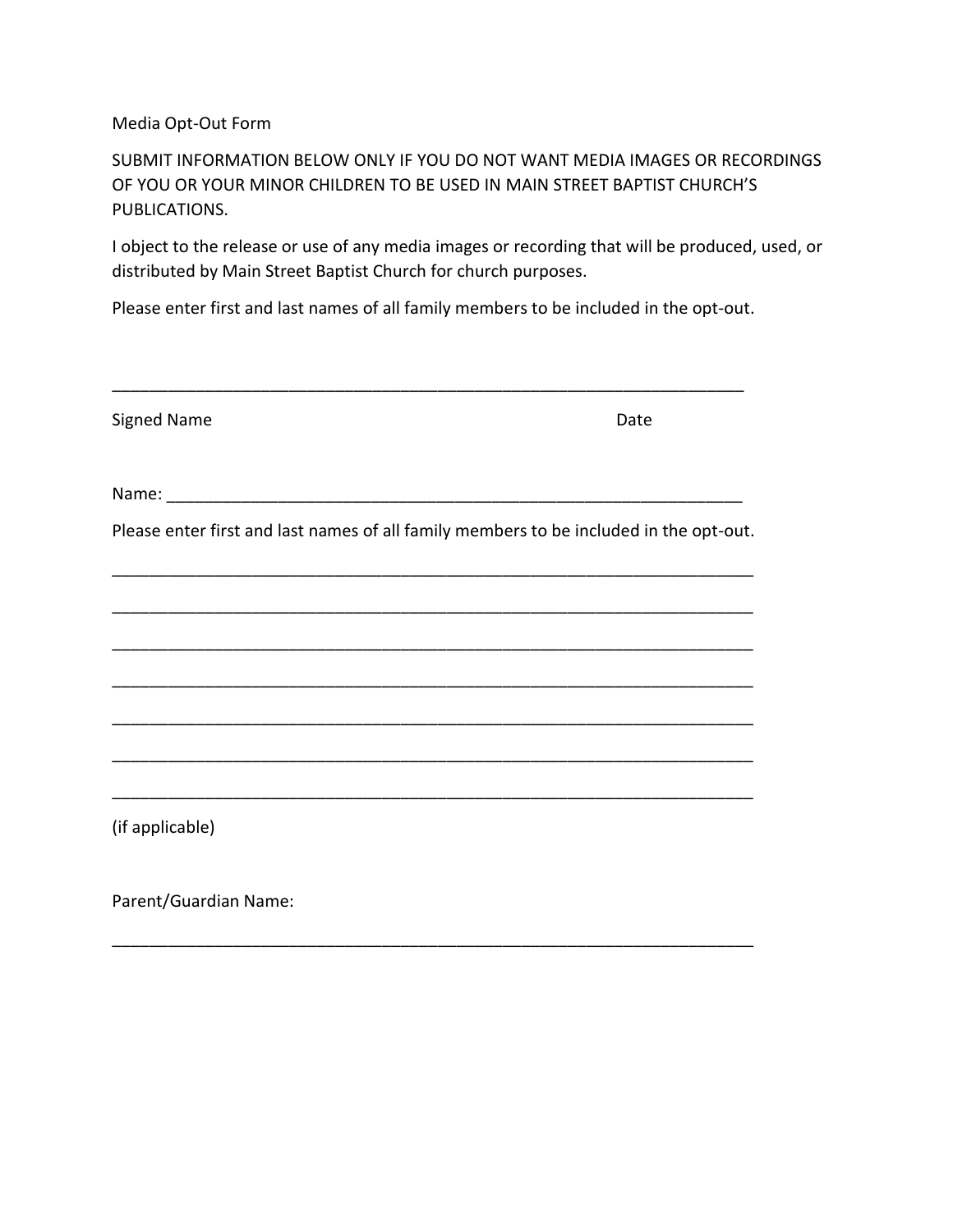Media Opt-Out Form

SUBMIT INFORMATION BELOW ONLY IF YOU DO NOT WANT MEDIA IMAGES OR RECORDINGS OF YOU OR YOUR MINOR CHILDREN TO BE USED IN MAIN STREET BAPTIST CHURCH'S PUBLICATIONS.

I object to the release or use of any media images or recording that will be produced, used, or distributed by Main Street Baptist Church for church purposes.

Please enter first and last names of all family members to be included in the opt-out.

_______________________________________________________________________

Signed Name                                                                                    Date

Name: _________________________________________________________________

Please enter first and last names of all family members to be included in the opt-out.

_______________________________________________________________________

_______________________________________________________________________

_______________________________________________________________________

_______________________________________________________________________

_______________________________________________________________________

_______________________________________________________________________

_______________________________________________________________________

(if applicable)

Parent/Guardian Name:

_______________________________________________________________________